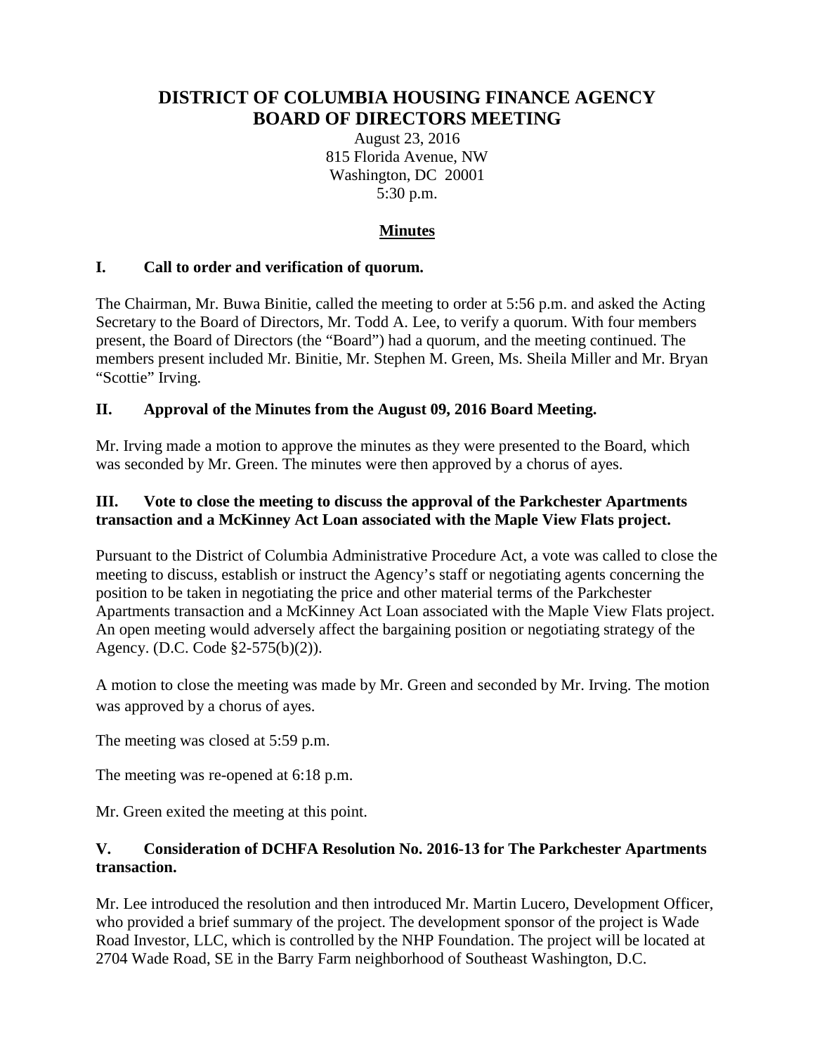# DISTRICT OF COLUMBIA HOUSING FINANCE AGENCY
# BOARD OF DIRECTORS MEETING

August 23, 2016
815 Florida Avenue, NW
Washington, DC 20001
5:30 p.m.

**Minutes**

## I. Call to order and verification of quorum.

The Chairman, Mr. Buwa Binitie, called the meeting to order at 5:56 p.m. and asked the Acting Secretary to the Board of Directors, Mr. Todd A. Lee, to verify a quorum. With four members present, the Board of Directors (the "Board") had a quorum, and the meeting continued. The members present included Mr. Binitie, Mr. Stephen M. Green, Ms. Sheila Miller and Mr. Bryan "Scottie" Irving.

## II. Approval of the Minutes from the August 09, 2016 Board Meeting.

Mr. Irving made a motion to approve the minutes as they were presented to the Board, which was seconded by Mr. Green. The minutes were then approved by a chorus of ayes.

## III. Vote to close the meeting to discuss the approval of the Parkchester Apartments transaction and a McKinney Act Loan associated with the Maple View Flats project.

Pursuant to the District of Columbia Administrative Procedure Act, a vote was called to close the meeting to discuss, establish or instruct the Agency's staff or negotiating agents concerning the position to be taken in negotiating the price and other material terms of the Parkchester Apartments transaction and a McKinney Act Loan associated with the Maple View Flats project. An open meeting would adversely affect the bargaining position or negotiating strategy of the Agency. (D.C. Code §2-575(b)(2)).

A motion to close the meeting was made by Mr. Green and seconded by Mr. Irving. The motion was approved by a chorus of ayes.

The meeting was closed at 5:59 p.m.

The meeting was re-opened at 6:18 p.m.

Mr. Green exited the meeting at this point.

## V. Consideration of DCHFA Resolution No. 2016-13 for The Parkchester Apartments transaction.

Mr. Lee introduced the resolution and then introduced Mr. Martin Lucero, Development Officer, who provided a brief summary of the project. The development sponsor of the project is Wade Road Investor, LLC, which is controlled by the NHP Foundation. The project will be located at 2704 Wade Road, SE in the Barry Farm neighborhood of Southeast Washington, D.C.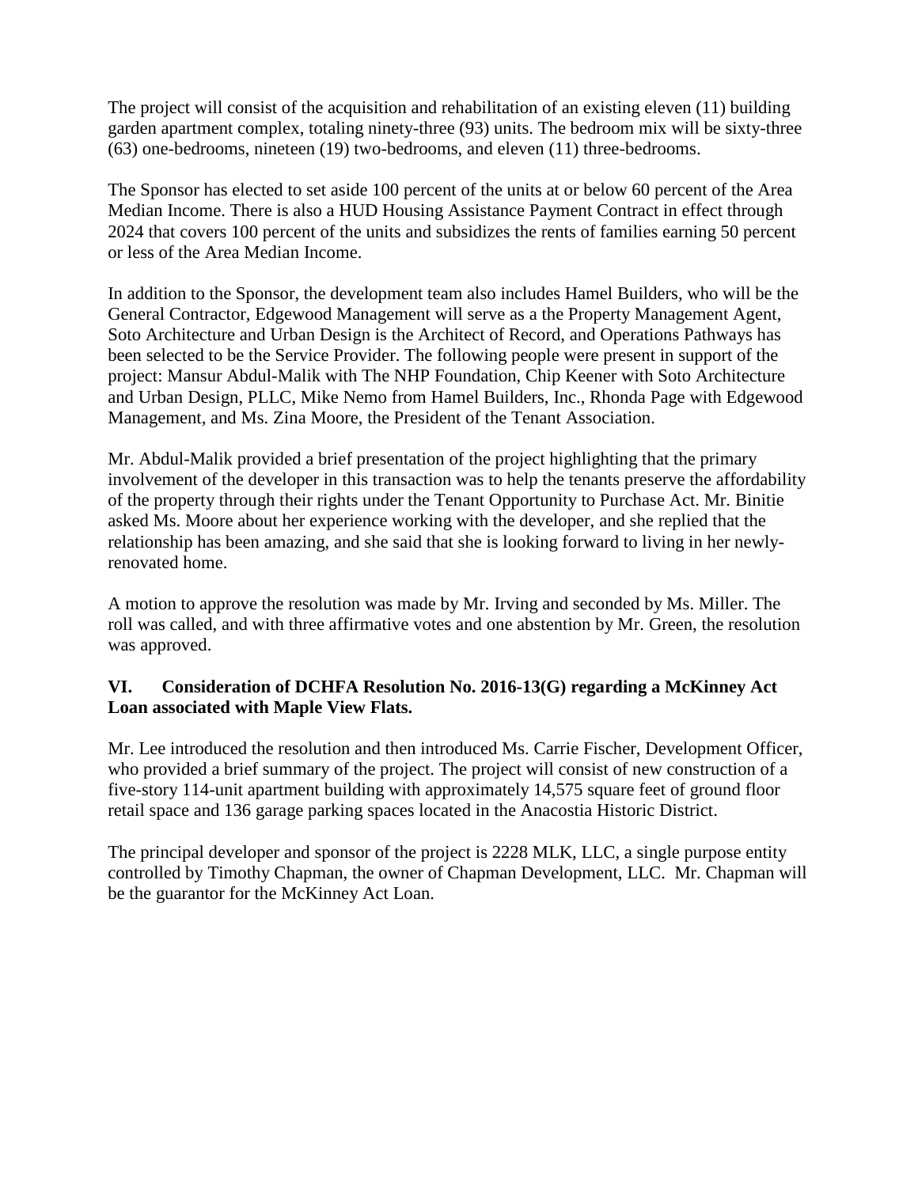The project will consist of the acquisition and rehabilitation of an existing eleven (11) building garden apartment complex, totaling ninety-three (93) units. The bedroom mix will be sixty-three (63) one-bedrooms, nineteen (19) two-bedrooms, and eleven (11) three-bedrooms.

The Sponsor has elected to set aside 100 percent of the units at or below 60 percent of the Area Median Income. There is also a HUD Housing Assistance Payment Contract in effect through 2024 that covers 100 percent of the units and subsidizes the rents of families earning 50 percent or less of the Area Median Income.

In addition to the Sponsor, the development team also includes Hamel Builders, who will be the General Contractor, Edgewood Management will serve as a the Property Management Agent, Soto Architecture and Urban Design is the Architect of Record, and Operations Pathways has been selected to be the Service Provider. The following people were present in support of the project: Mansur Abdul-Malik with The NHP Foundation, Chip Keener with Soto Architecture and Urban Design, PLLC, Mike Nemo from Hamel Builders, Inc., Rhonda Page with Edgewood Management, and Ms. Zina Moore, the President of the Tenant Association.

Mr. Abdul-Malik provided a brief presentation of the project highlighting that the primary involvement of the developer in this transaction was to help the tenants preserve the affordability of the property through their rights under the Tenant Opportunity to Purchase Act. Mr. Binitie asked Ms. Moore about her experience working with the developer, and she replied that the relationship has been amazing, and she said that she is looking forward to living in her newly-renovated home.

A motion to approve the resolution was made by Mr. Irving and seconded by Ms. Miller. The roll was called, and with three affirmative votes and one abstention by Mr. Green, the resolution was approved.

**VI. Consideration of DCHFA Resolution No. 2016-13(G) regarding a McKinney Act Loan associated with Maple View Flats.**

Mr. Lee introduced the resolution and then introduced Ms. Carrie Fischer, Development Officer, who provided a brief summary of the project. The project will consist of new construction of a five-story 114-unit apartment building with approximately 14,575 square feet of ground floor retail space and 136 garage parking spaces located in the Anacostia Historic District.

The principal developer and sponsor of the project is 2228 MLK, LLC, a single purpose entity controlled by Timothy Chapman, the owner of Chapman Development, LLC. Mr. Chapman will be the guarantor for the McKinney Act Loan.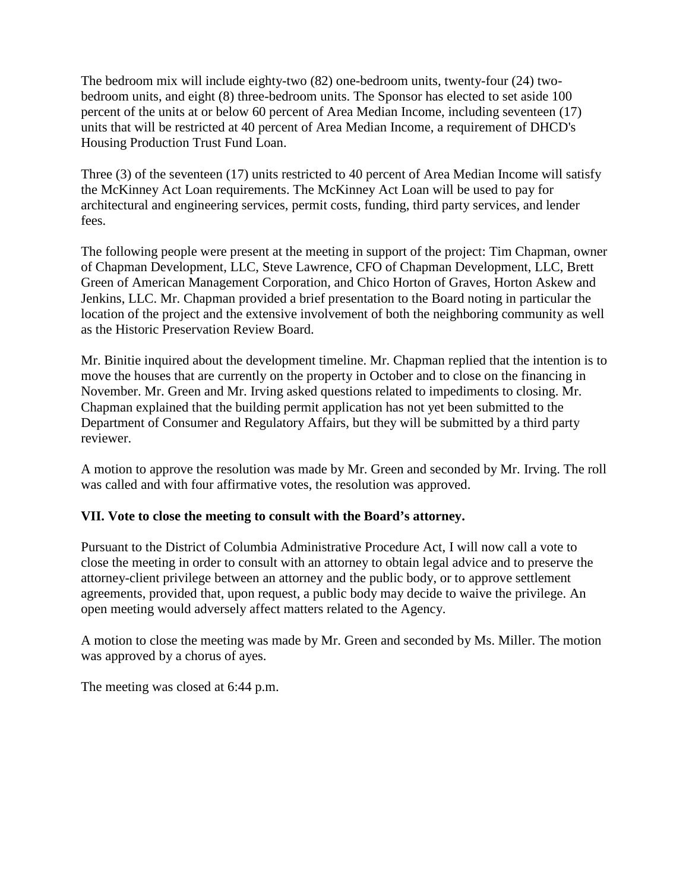The bedroom mix will include eighty-two (82) one-bedroom units, twenty-four (24) two-bedroom units, and eight (8) three-bedroom units. The Sponsor has elected to set aside 100 percent of the units at or below 60 percent of Area Median Income, including seventeen (17) units that will be restricted at 40 percent of Area Median Income, a requirement of DHCD's Housing Production Trust Fund Loan.

Three (3) of the seventeen (17) units restricted to 40 percent of Area Median Income will satisfy the McKinney Act Loan requirements. The McKinney Act Loan will be used to pay for architectural and engineering services, permit costs, funding, third party services, and lender fees.

The following people were present at the meeting in support of the project: Tim Chapman, owner of Chapman Development, LLC, Steve Lawrence, CFO of Chapman Development, LLC, Brett Green of American Management Corporation, and Chico Horton of Graves, Horton Askew and Jenkins, LLC. Mr. Chapman provided a brief presentation to the Board noting in particular the location of the project and the extensive involvement of both the neighboring community as well as the Historic Preservation Review Board.

Mr. Binitie inquired about the development timeline. Mr. Chapman replied that the intention is to move the houses that are currently on the property in October and to close on the financing in November. Mr. Green and Mr. Irving asked questions related to impediments to closing. Mr. Chapman explained that the building permit application has not yet been submitted to the Department of Consumer and Regulatory Affairs, but they will be submitted by a third party reviewer.

A motion to approve the resolution was made by Mr. Green and seconded by Mr. Irving. The roll was called and with four affirmative votes, the resolution was approved.

**VII. Vote to close the meeting to consult with the Board's attorney.**

Pursuant to the District of Columbia Administrative Procedure Act, I will now call a vote to close the meeting in order to consult with an attorney to obtain legal advice and to preserve the attorney-client privilege between an attorney and the public body, or to approve settlement agreements, provided that, upon request, a public body may decide to waive the privilege. An open meeting would adversely affect matters related to the Agency.

A motion to close the meeting was made by Mr. Green and seconded by Ms. Miller. The motion was approved by a chorus of ayes.

The meeting was closed at 6:44 p.m.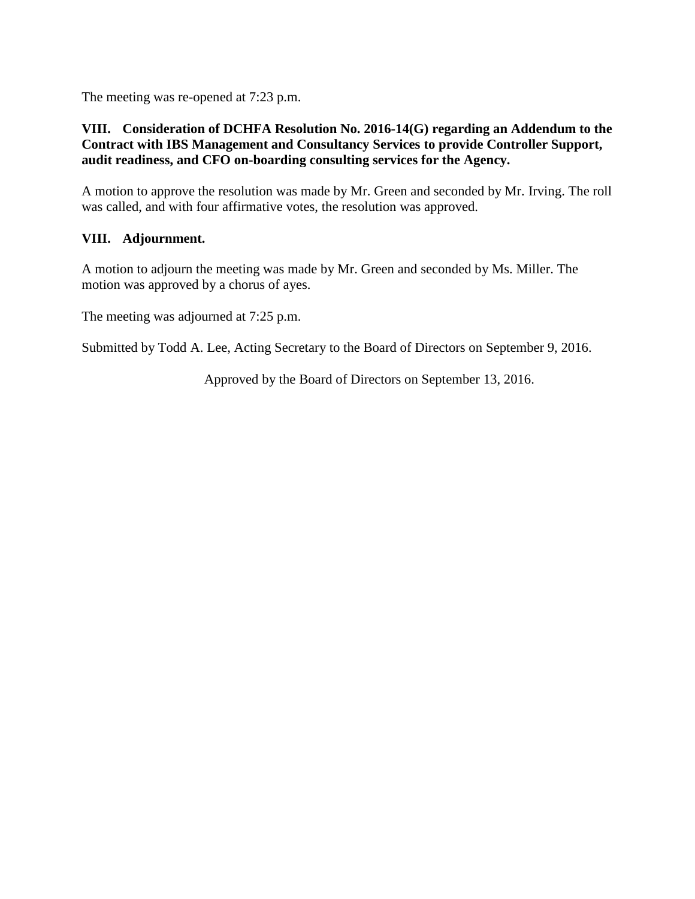The meeting was re-opened at 7:23 p.m.

**VIII. Consideration of DCHFA Resolution No. 2016-14(G) regarding an Addendum to the Contract with IBS Management and Consultancy Services to provide Controller Support, audit readiness, and CFO on-boarding consulting services for the Agency.**

A motion to approve the resolution was made by Mr. Green and seconded by Mr. Irving. The roll was called, and with four affirmative votes, the resolution was approved.

**VIII. Adjournment.**

A motion to adjourn the meeting was made by Mr. Green and seconded by Ms. Miller. The motion was approved by a chorus of ayes.

The meeting was adjourned at 7:25 p.m.

Submitted by Todd A. Lee, Acting Secretary to the Board of Directors on September 9, 2016.

Approved by the Board of Directors on September 13, 2016.